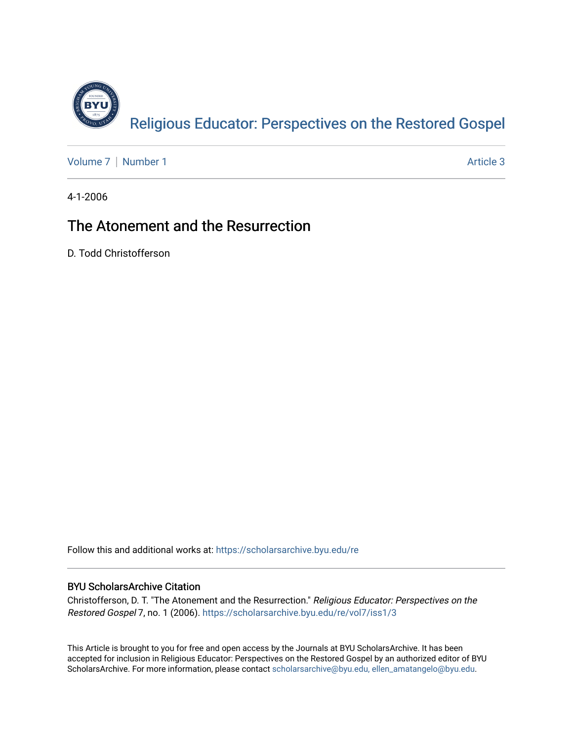[Religious Educator: Perspectives on the Restored Gospel](https://scholarsarchive.byu.edu/re)

[Volume 7](https://scholarsarchive.byu.edu/re/vol7) | [Number 1](https://scholarsarchive.byu.edu/re/vol7/iss1) | Article 3

4-1-2006

# The Atonement and the Resurrection

D. Todd Christofferson

Follow this and additional works at: https://scholarsarchive.byu.edu/re

## BYU ScholarsArchive Citation

Christofferson, D. T. "The Atonement and the Resurrection." *Religious Educator: Perspectives on the Restored Gospel* 7, no. 1 (2006). https://scholarsarchive.byu.edu/re/vol7/iss1/3

This Article is brought to you for free and open access by the Journals at BYU ScholarsArchive. It has been accepted for inclusion in Religious Educator: Perspectives on the Restored Gospel by an authorized editor of BYU ScholarsArchive. For more information, please contact scholarsarchive@byu.edu, ellen_amatangelo@byu.edu.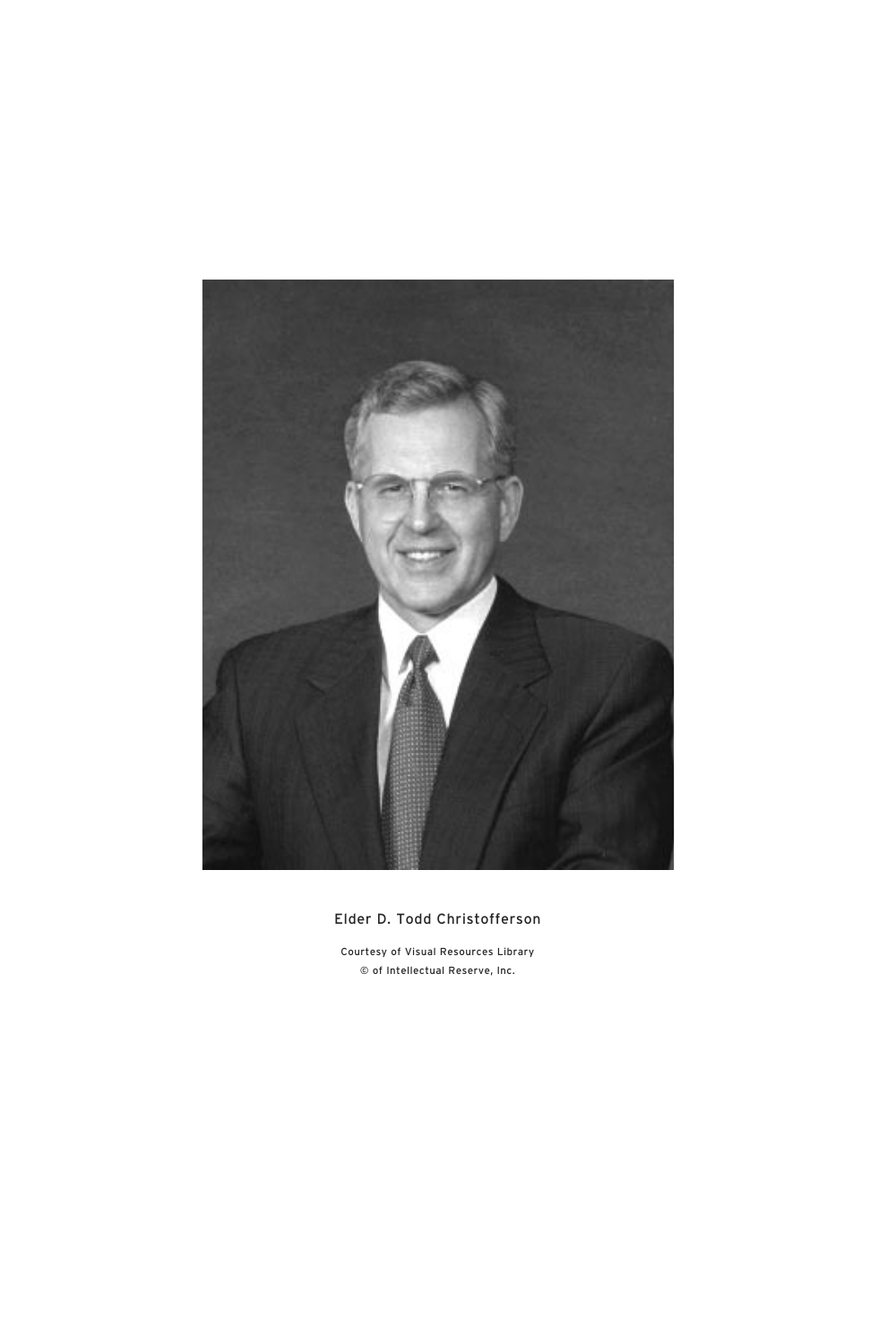Elder D. Todd Christofferson

Courtesy of Visual Resources Library
© of Intellectual Reserve, Inc.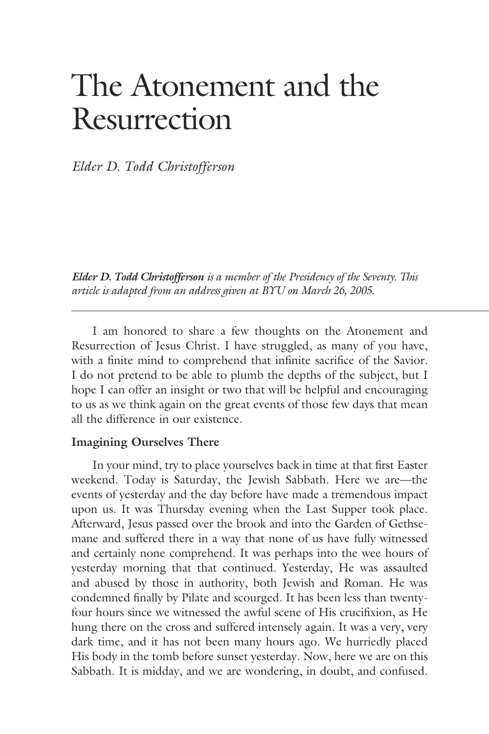# The Atonement and the Resurrection

*Elder D. Todd Christofferson*

***Elder D. Todd Christofferson** is a member of the Presidency of the Seventy. This article is adapted from an address given at BYU on March 26, 2005.*

---

I am honored to share a few thoughts on the Atonement and Resurrection of Jesus Christ. I have struggled, as many of you have, with a finite mind to comprehend that infinite sacrifice of the Savior. I do not pretend to be able to plumb the depths of the subject, but I hope I can offer an insight or two that will be helpful and encouraging to us as we think again on the great events of those few days that mean all the difference in our existence.

**Imagining Ourselves There**

In your mind, try to place yourselves back in time at that first Easter weekend. Today is Saturday, the Jewish Sabbath. Here we are—the events of yesterday and the day before have made a tremendous impact upon us. It was Thursday evening when the Last Supper took place. Afterward, Jesus passed over the brook and into the Garden of Gethsemane and suffered there in a way that none of us have fully witnessed and certainly none comprehend. It was perhaps into the wee hours of yesterday morning that that continued. Yesterday, He was assaulted and abused by those in authority, both Jewish and Roman. He was condemned finally by Pilate and scourged. It has been less than twenty-four hours since we witnessed the awful scene of His crucifixion, as He hung there on the cross and suffered intensely again. It was a very, very dark time, and it has not been many hours ago. We hurriedly placed His body in the tomb before sunset yesterday. Now, here we are on this Sabbath. It is midday, and we are wondering, in doubt, and confused.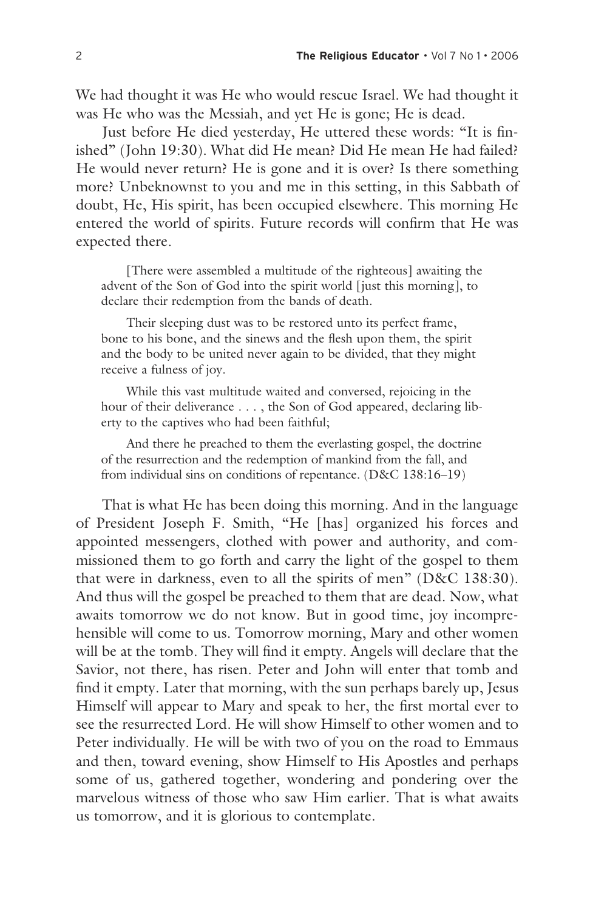We had thought it was He who would rescue Israel. We had thought it was He who was the Messiah, and yet He is gone; He is dead.

Just before He died yesterday, He uttered these words: "It is finished" (John 19:30). What did He mean? Did He mean He had failed? He would never return? He is gone and it is over? Is there something more? Unbeknownst to you and me in this setting, in this Sabbath of doubt, He, His spirit, has been occupied elsewhere. This morning He entered the world of spirits. Future records will confirm that He was expected there.

> [There were assembled a multitude of the righteous] awaiting the advent of the Son of God into the spirit world [just this morning], to declare their redemption from the bands of death.
>
> Their sleeping dust was to be restored unto its perfect frame, bone to his bone, and the sinews and the flesh upon them, the spirit and the body to be united never again to be divided, that they might receive a fulness of joy.
>
> While this vast multitude waited and conversed, rejoicing in the hour of their deliverance . . . , the Son of God appeared, declaring liberty to the captives who had been faithful;
>
> And there he preached to them the everlasting gospel, the doctrine of the resurrection and the redemption of mankind from the fall, and from individual sins on conditions of repentance. (D&C 138:16–19)

That is what He has been doing this morning. And in the language of President Joseph F. Smith, "He [has] organized his forces and appointed messengers, clothed with power and authority, and commissioned them to go forth and carry the light of the gospel to them that were in darkness, even to all the spirits of men" (D&C 138:30). And thus will the gospel be preached to them that are dead. Now, what awaits tomorrow we do not know. But in good time, joy incomprehensible will come to us. Tomorrow morning, Mary and other women will be at the tomb. They will find it empty. Angels will declare that the Savior, not there, has risen. Peter and John will enter that tomb and find it empty. Later that morning, with the sun perhaps barely up, Jesus Himself will appear to Mary and speak to her, the first mortal ever to see the resurrected Lord. He will show Himself to other women and to Peter individually. He will be with two of you on the road to Emmaus and then, toward evening, show Himself to His Apostles and perhaps some of us, gathered together, wondering and pondering over the marvelous witness of those who saw Him earlier. That is what awaits us tomorrow, and it is glorious to contemplate.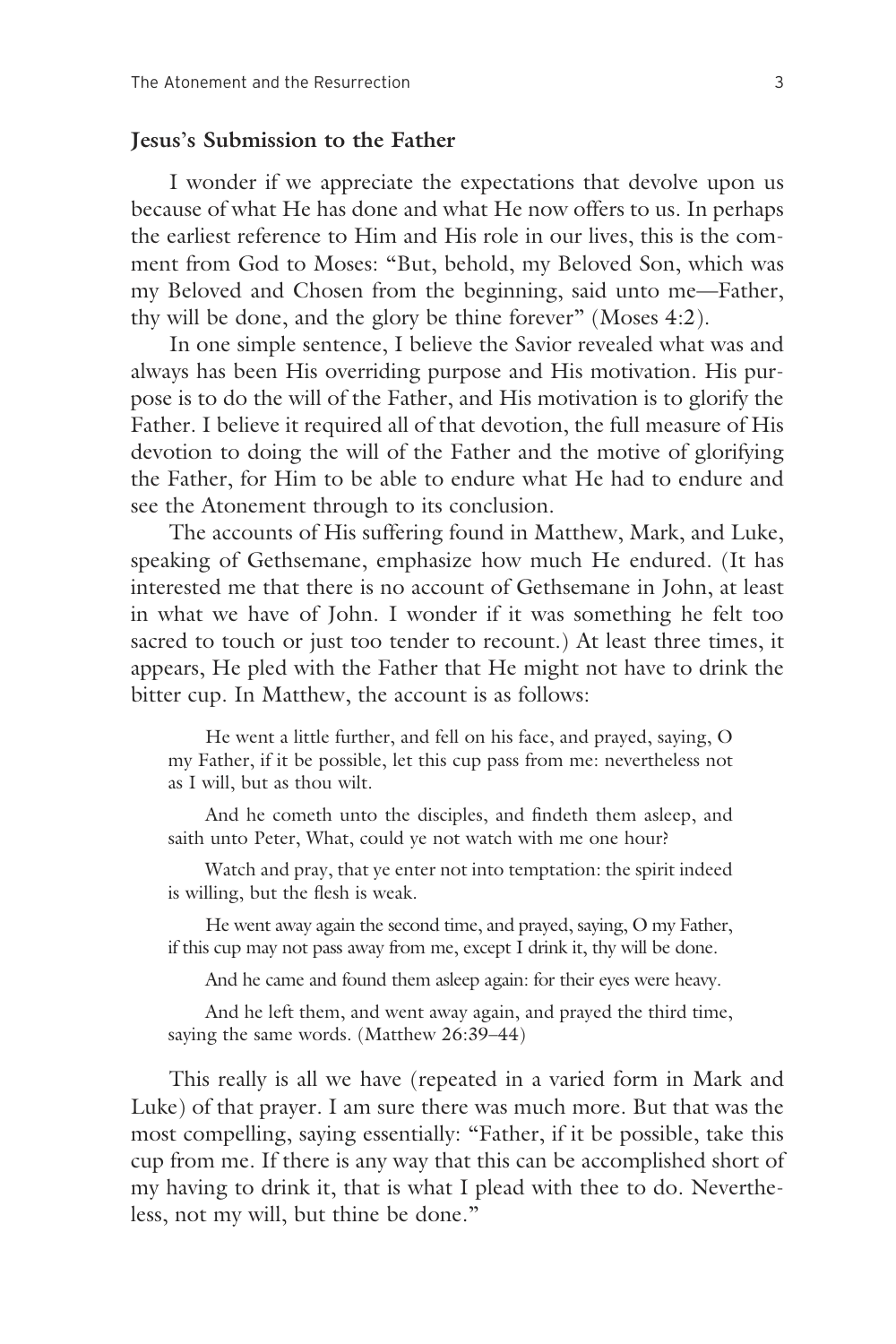## Jesus's Submission to the Father

I wonder if we appreciate the expectations that devolve upon us because of what He has done and what He now offers to us. In perhaps the earliest reference to Him and His role in our lives, this is the comment from God to Moses: "But, behold, my Beloved Son, which was my Beloved and Chosen from the beginning, said unto me—Father, thy will be done, and the glory be thine forever" (Moses 4:2).

In one simple sentence, I believe the Savior revealed what was and always has been His overriding purpose and His motivation. His purpose is to do the will of the Father, and His motivation is to glorify the Father. I believe it required all of that devotion, the full measure of His devotion to doing the will of the Father and the motive of glorifying the Father, for Him to be able to endure what He had to endure and see the Atonement through to its conclusion.

The accounts of His suffering found in Matthew, Mark, and Luke, speaking of Gethsemane, emphasize how much He endured. (It has interested me that there is no account of Gethsemane in John, at least in what we have of John. I wonder if it was something he felt too sacred to touch or just too tender to recount.) At least three times, it appears, He pled with the Father that He might not have to drink the bitter cup. In Matthew, the account is as follows:

> He went a little further, and fell on his face, and prayed, saying, O my Father, if it be possible, let this cup pass from me: nevertheless not as I will, but as thou wilt.
>
> And he cometh unto the disciples, and findeth them asleep, and saith unto Peter, What, could ye not watch with me one hour?
>
> Watch and pray, that ye enter not into temptation: the spirit indeed is willing, but the flesh is weak.
>
> He went away again the second time, and prayed, saying, O my Father, if this cup may not pass away from me, except I drink it, thy will be done.
>
> And he came and found them asleep again: for their eyes were heavy.
>
> And he left them, and went away again, and prayed the third time, saying the same words. (Matthew 26:39–44)

This really is all we have (repeated in a varied form in Mark and Luke) of that prayer. I am sure there was much more. But that was the most compelling, saying essentially: "Father, if it be possible, take this cup from me. If there is any way that this can be accomplished short of my having to drink it, that is what I plead with thee to do. Nevertheless, not my will, but thine be done."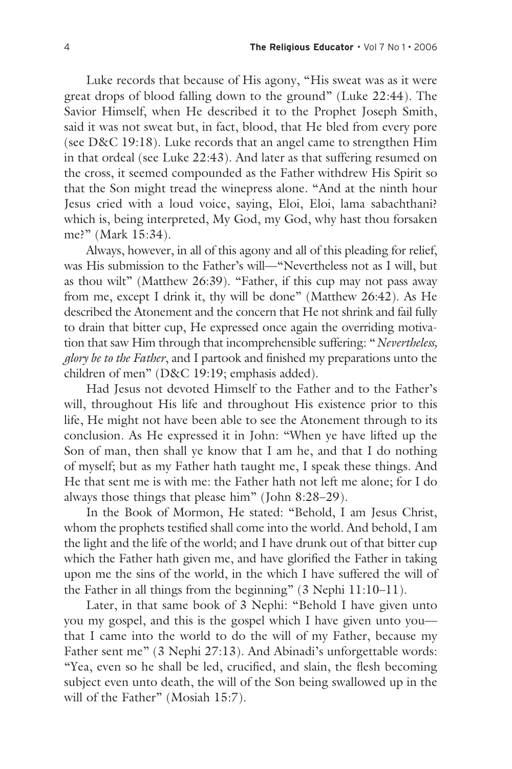Luke records that because of His agony, "His sweat was as it were great drops of blood falling down to the ground" (Luke 22:44). The Savior Himself, when He described it to the Prophet Joseph Smith, said it was not sweat but, in fact, blood, that He bled from every pore (see D&C 19:18). Luke records that an angel came to strengthen Him in that ordeal (see Luke 22:43). And later as that suffering resumed on the cross, it seemed compounded as the Father withdrew His Spirit so that the Son might tread the winepress alone. "And at the ninth hour Jesus cried with a loud voice, saying, Eloi, Eloi, lama sabachthani? which is, being interpreted, My God, my God, why hast thou forsaken me?" (Mark 15:34).

Always, however, in all of this agony and all of this pleading for relief, was His submission to the Father's will—"Nevertheless not as I will, but as thou wilt" (Matthew 26:39). "Father, if this cup may not pass away from me, except I drink it, thy will be done" (Matthew 26:42). As He described the Atonement and the concern that He not shrink and fail fully to drain that bitter cup, He expressed once again the overriding motivation that saw Him through that incomprehensible suffering: "*Nevertheless, glory be to the Father*, and I partook and finished my preparations unto the children of men" (D&C 19:19; emphasis added).

Had Jesus not devoted Himself to the Father and to the Father's will, throughout His life and throughout His existence prior to this life, He might not have been able to see the Atonement through to its conclusion. As He expressed it in John: "When ye have lifted up the Son of man, then shall ye know that I am he, and that I do nothing of myself; but as my Father hath taught me, I speak these things. And He that sent me is with me: the Father hath not left me alone; for I do always those things that please him" (John 8:28–29).

In the Book of Mormon, He stated: "Behold, I am Jesus Christ, whom the prophets testified shall come into the world. And behold, I am the light and the life of the world; and I have drunk out of that bitter cup which the Father hath given me, and have glorified the Father in taking upon me the sins of the world, in the which I have suffered the will of the Father in all things from the beginning" (3 Nephi 11:10–11).

Later, in that same book of 3 Nephi: "Behold I have given unto you my gospel, and this is the gospel which I have given unto you—that I came into the world to do the will of my Father, because my Father sent me" (3 Nephi 27:13). And Abinadi's unforgettable words: "Yea, even so he shall be led, crucified, and slain, the flesh becoming subject even unto death, the will of the Son being swallowed up in the will of the Father" (Mosiah 15:7).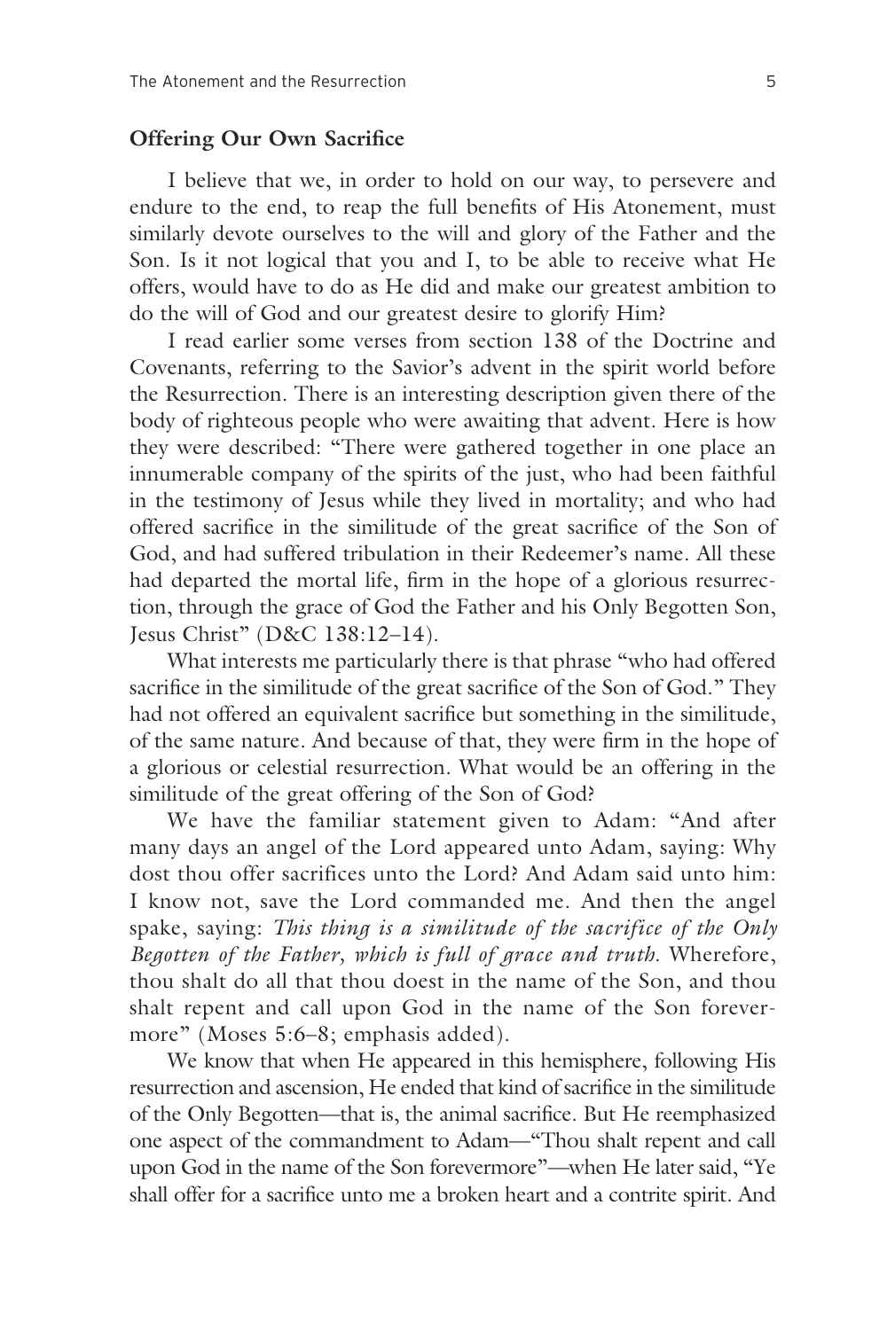## Offering Our Own Sacrifice

I believe that we, in order to hold on our way, to persevere and endure to the end, to reap the full benefits of His Atonement, must similarly devote ourselves to the will and glory of the Father and the Son. Is it not logical that you and I, to be able to receive what He offers, would have to do as He did and make our greatest ambition to do the will of God and our greatest desire to glorify Him?

I read earlier some verses from section 138 of the Doctrine and Covenants, referring to the Savior's advent in the spirit world before the Resurrection. There is an interesting description given there of the body of righteous people who were awaiting that advent. Here is how they were described: "There were gathered together in one place an innumerable company of the spirits of the just, who had been faithful in the testimony of Jesus while they lived in mortality; and who had offered sacrifice in the similitude of the great sacrifice of the Son of God, and had suffered tribulation in their Redeemer's name. All these had departed the mortal life, firm in the hope of a glorious resurrection, through the grace of God the Father and his Only Begotten Son, Jesus Christ" (D&C 138:12–14).

What interests me particularly there is that phrase "who had offered sacrifice in the similitude of the great sacrifice of the Son of God." They had not offered an equivalent sacrifice but something in the similitude, of the same nature. And because of that, they were firm in the hope of a glorious or celestial resurrection. What would be an offering in the similitude of the great offering of the Son of God?

We have the familiar statement given to Adam: "And after many days an angel of the Lord appeared unto Adam, saying: Why dost thou offer sacrifices unto the Lord? And Adam said unto him: I know not, save the Lord commanded me. And then the angel spake, saying: *This thing is a similitude of the sacrifice of the Only Begotten of the Father, which is full of grace and truth.* Wherefore, thou shalt do all that thou doest in the name of the Son, and thou shalt repent and call upon God in the name of the Son forevermore" (Moses 5:6–8; emphasis added).

We know that when He appeared in this hemisphere, following His resurrection and ascension, He ended that kind of sacrifice in the similitude of the Only Begotten—that is, the animal sacrifice. But He reemphasized one aspect of the commandment to Adam—"Thou shalt repent and call upon God in the name of the Son forevermore"—when He later said, "Ye shall offer for a sacrifice unto me a broken heart and a contrite spirit. And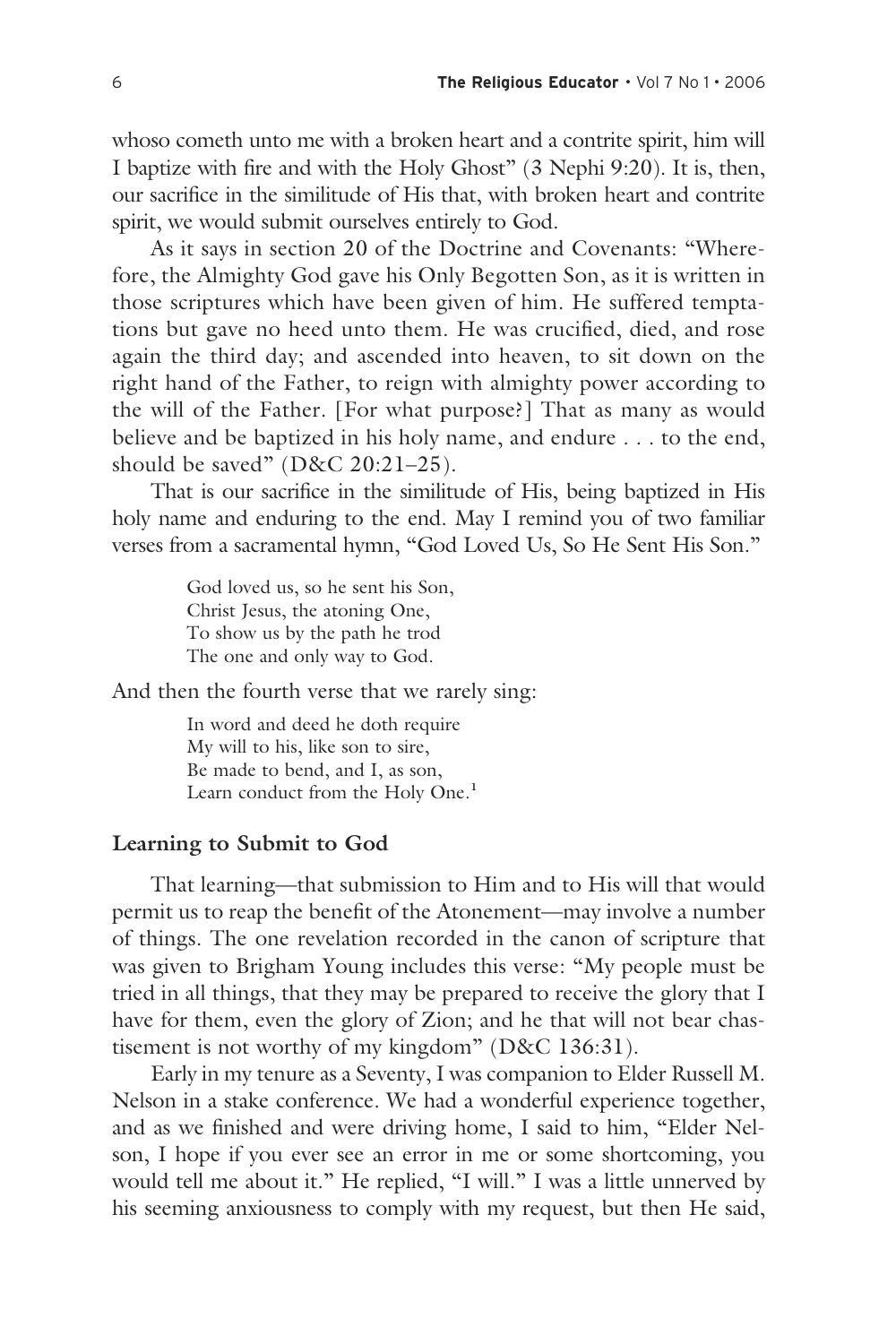whoso cometh unto me with a broken heart and a contrite spirit, him will I baptize with fire and with the Holy Ghost" (3 Nephi 9:20). It is, then, our sacrifice in the similitude of His that, with broken heart and contrite spirit, we would submit ourselves entirely to God.

As it says in section 20 of the Doctrine and Covenants: "Wherefore, the Almighty God gave his Only Begotten Son, as it is written in those scriptures which have been given of him. He suffered temptations but gave no heed unto them. He was crucified, died, and rose again the third day; and ascended into heaven, to sit down on the right hand of the Father, to reign with almighty power according to the will of the Father. [For what purpose?] That as many as would believe and be baptized in his holy name, and endure . . . to the end, should be saved" (D&C 20:21–25).

That is our sacrifice in the similitude of His, being baptized in His holy name and enduring to the end. May I remind you of two familiar verses from a sacramental hymn, "God Loved Us, So He Sent His Son."

> God loved us, so he sent his Son,
> Christ Jesus, the atoning One,
> To show us by the path he trod
> The one and only way to God.

And then the fourth verse that we rarely sing:

> In word and deed he doth require
> My will to his, like son to sire,
> Be made to bend, and I, as son,
> Learn conduct from the Holy One.[1]

### Learning to Submit to God

That learning—that submission to Him and to His will that would permit us to reap the benefit of the Atonement—may involve a number of things. The one revelation recorded in the canon of scripture that was given to Brigham Young includes this verse: "My people must be tried in all things, that they may be prepared to receive the glory that I have for them, even the glory of Zion; and he that will not bear chastisement is not worthy of my kingdom" (D&C 136:31).

Early in my tenure as a Seventy, I was companion to Elder Russell M. Nelson in a stake conference. We had a wonderful experience together, and as we finished and were driving home, I said to him, "Elder Nelson, I hope if you ever see an error in me or some shortcoming, you would tell me about it." He replied, "I will." I was a little unnerved by his seeming anxiousness to comply with my request, but then He said,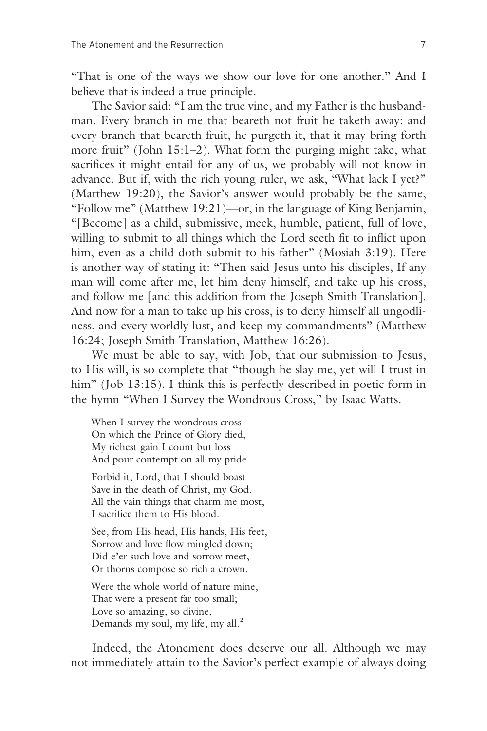"That is one of the ways we show our love for one another." And I believe that is indeed a true principle.

The Savior said: "I am the true vine, and my Father is the husbandman. Every branch in me that beareth not fruit he taketh away: and every branch that beareth fruit, he purgeth it, that it may bring forth more fruit" (John 15:1–2). What form the purging might take, what sacrifices it might entail for any of us, we probably will not know in advance. But if, with the rich young ruler, we ask, "What lack I yet?" (Matthew 19:20), the Savior's answer would probably be the same, "Follow me" (Matthew 19:21)—or, in the language of King Benjamin, "[Become] as a child, submissive, meek, humble, patient, full of love, willing to submit to all things which the Lord seeth fit to inflict upon him, even as a child doth submit to his father" (Mosiah 3:19). Here is another way of stating it: "Then said Jesus unto his disciples, If any man will come after me, let him deny himself, and take up his cross, and follow me [and this addition from the Joseph Smith Translation]. And now for a man to take up his cross, is to deny himself all ungodliness, and every worldly lust, and keep my commandments" (Matthew 16:24; Joseph Smith Translation, Matthew 16:26).

We must be able to say, with Job, that our submission to Jesus, to His will, is so complete that "though he slay me, yet will I trust in him" (Job 13:15). I think this is perfectly described in poetic form in the hymn "When I Survey the Wondrous Cross," by Isaac Watts.

> When I survey the wondrous cross  
> On which the Prince of Glory died,  
> My richest gain I count but loss  
> And pour contempt on all my pride.
>
> Forbid it, Lord, that I should boast  
> Save in the death of Christ, my God.  
> All the vain things that charm me most,  
> I sacrifice them to His blood.
>
> See, from His head, His hands, His feet,  
> Sorrow and love flow mingled down;  
> Did e'er such love and sorrow meet,  
> Or thorns compose so rich a crown.
>
> Were the whole world of nature mine,  
> That were a present far too small;  
> Love so amazing, so divine,  
> Demands my soul, my life, my all.[2]

Indeed, the Atonement does deserve our all. Although we may not immediately attain to the Savior's perfect example of always doing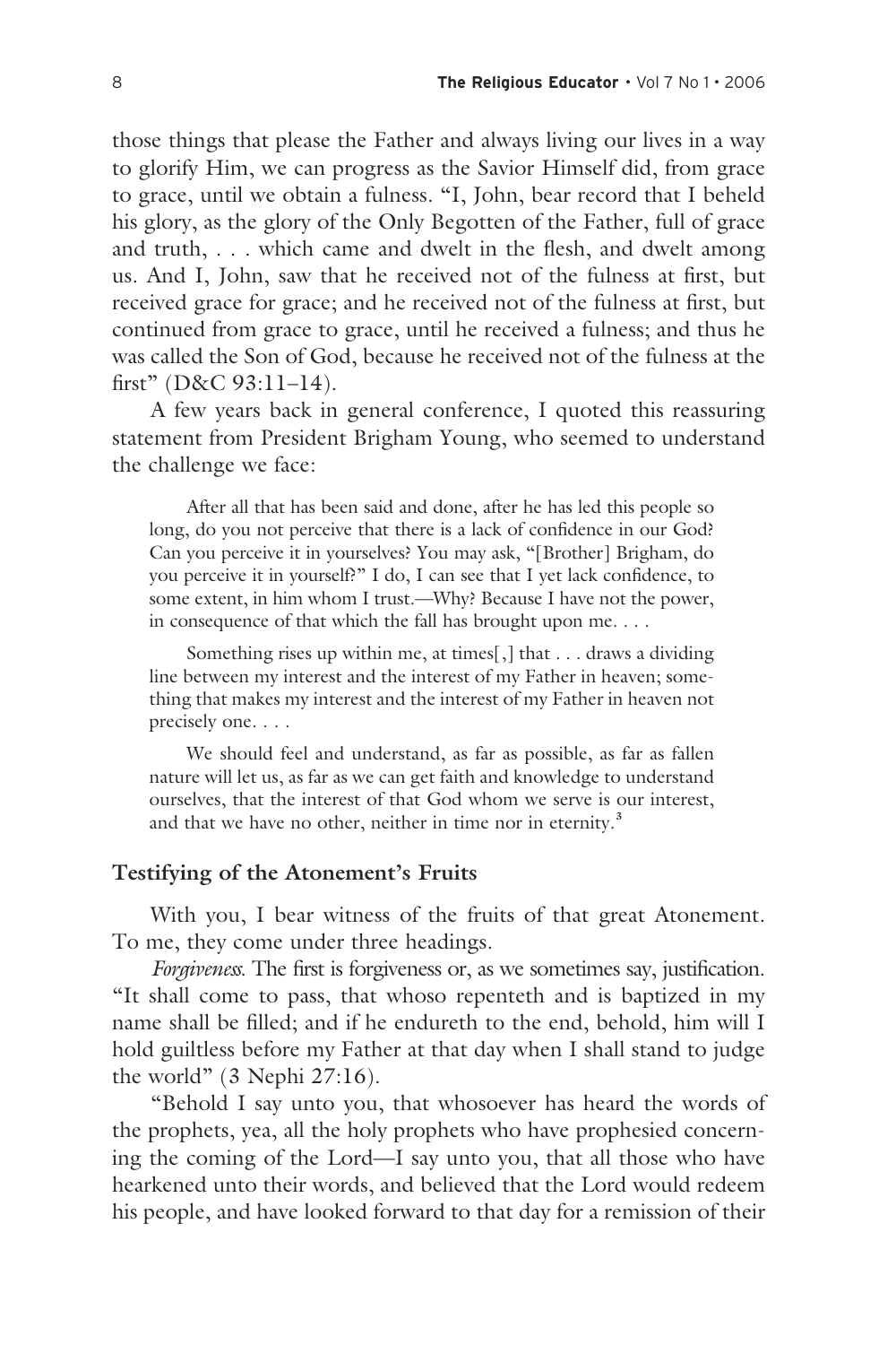those things that please the Father and always living our lives in a way to glorify Him, we can progress as the Savior Himself did, from grace to grace, until we obtain a fulness. "I, John, bear record that I beheld his glory, as the glory of the Only Begotten of the Father, full of grace and truth, . . . which came and dwelt in the flesh, and dwelt among us. And I, John, saw that he received not of the fulness at first, but received grace for grace; and he received not of the fulness at first, but continued from grace to grace, until he received a fulness; and thus he was called the Son of God, because he received not of the fulness at the first" (D&C 93:11–14).

A few years back in general conference, I quoted this reassuring statement from President Brigham Young, who seemed to understand the challenge we face:

> After all that has been said and done, after he has led this people so long, do you not perceive that there is a lack of confidence in our God? Can you perceive it in yourselves? You may ask, "[Brother] Brigham, do you perceive it in yourself?" I do, I can see that I yet lack confidence, to some extent, in him whom I trust.—Why? Because I have not the power, in consequence of that which the fall has brought upon me. . . .
>
> Something rises up within me, at times[,] that . . . draws a dividing line between my interest and the interest of my Father in heaven; something that makes my interest and the interest of my Father in heaven not precisely one. . . .
>
> We should feel and understand, as far as possible, as far as fallen nature will let us, as far as we can get faith and knowledge to understand ourselves, that the interest of that God whom we serve is our interest, and that we have no other, neither in time nor in eternity.[3]

## Testifying of the Atonement's Fruits

With you, I bear witness of the fruits of that great Atonement. To me, they come under three headings.

*Forgiveness.* The first is forgiveness or, as we sometimes say, justification. "It shall come to pass, that whoso repenteth and is baptized in my name shall be filled; and if he endureth to the end, behold, him will I hold guiltless before my Father at that day when I shall stand to judge the world" (3 Nephi 27:16).

"Behold I say unto you, that whosoever has heard the words of the prophets, yea, all the holy prophets who have prophesied concerning the coming of the Lord—I say unto you, that all those who have hearkened unto their words, and believed that the Lord would redeem his people, and have looked forward to that day for a remission of their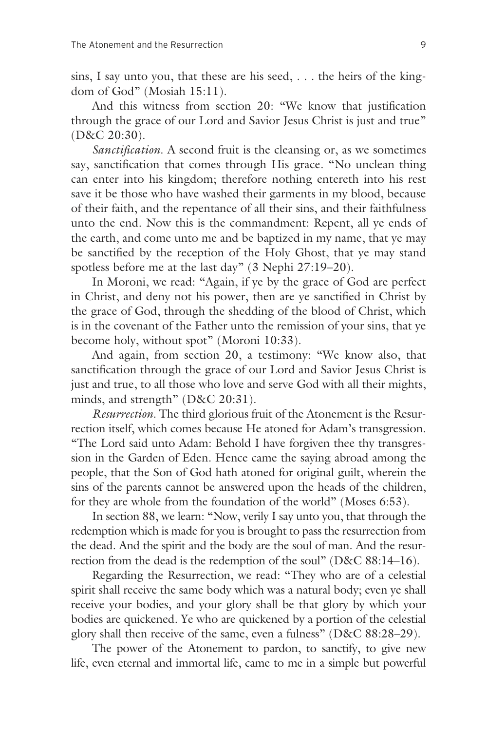sins, I say unto you, that these are his seed, . . . the heirs of the kingdom of God" (Mosiah 15:11).

And this witness from section 20: "We know that justification through the grace of our Lord and Savior Jesus Christ is just and true" (D&C 20:30).

*Sanctification.* A second fruit is the cleansing or, as we sometimes say, sanctification that comes through His grace. "No unclean thing can enter into his kingdom; therefore nothing entereth into his rest save it be those who have washed their garments in my blood, because of their faith, and the repentance of all their sins, and their faithfulness unto the end. Now this is the commandment: Repent, all ye ends of the earth, and come unto me and be baptized in my name, that ye may be sanctified by the reception of the Holy Ghost, that ye may stand spotless before me at the last day" (3 Nephi 27:19–20).

In Moroni, we read: "Again, if ye by the grace of God are perfect in Christ, and deny not his power, then are ye sanctified in Christ by the grace of God, through the shedding of the blood of Christ, which is in the covenant of the Father unto the remission of your sins, that ye become holy, without spot" (Moroni 10:33).

And again, from section 20, a testimony: "We know also, that sanctification through the grace of our Lord and Savior Jesus Christ is just and true, to all those who love and serve God with all their mights, minds, and strength" (D&C 20:31).

*Resurrection.* The third glorious fruit of the Atonement is the Resurrection itself, which comes because He atoned for Adam's transgression. "The Lord said unto Adam: Behold I have forgiven thee thy transgression in the Garden of Eden. Hence came the saying abroad among the people, that the Son of God hath atoned for original guilt, wherein the sins of the parents cannot be answered upon the heads of the children, for they are whole from the foundation of the world" (Moses 6:53).

In section 88, we learn: "Now, verily I say unto you, that through the redemption which is made for you is brought to pass the resurrection from the dead. And the spirit and the body are the soul of man. And the resurrection from the dead is the redemption of the soul" (D&C 88:14–16).

Regarding the Resurrection, we read: "They who are of a celestial spirit shall receive the same body which was a natural body; even ye shall receive your bodies, and your glory shall be that glory by which your bodies are quickened. Ye who are quickened by a portion of the celestial glory shall then receive of the same, even a fulness" (D&C 88:28–29).

The power of the Atonement to pardon, to sanctify, to give new life, even eternal and immortal life, came to me in a simple but powerful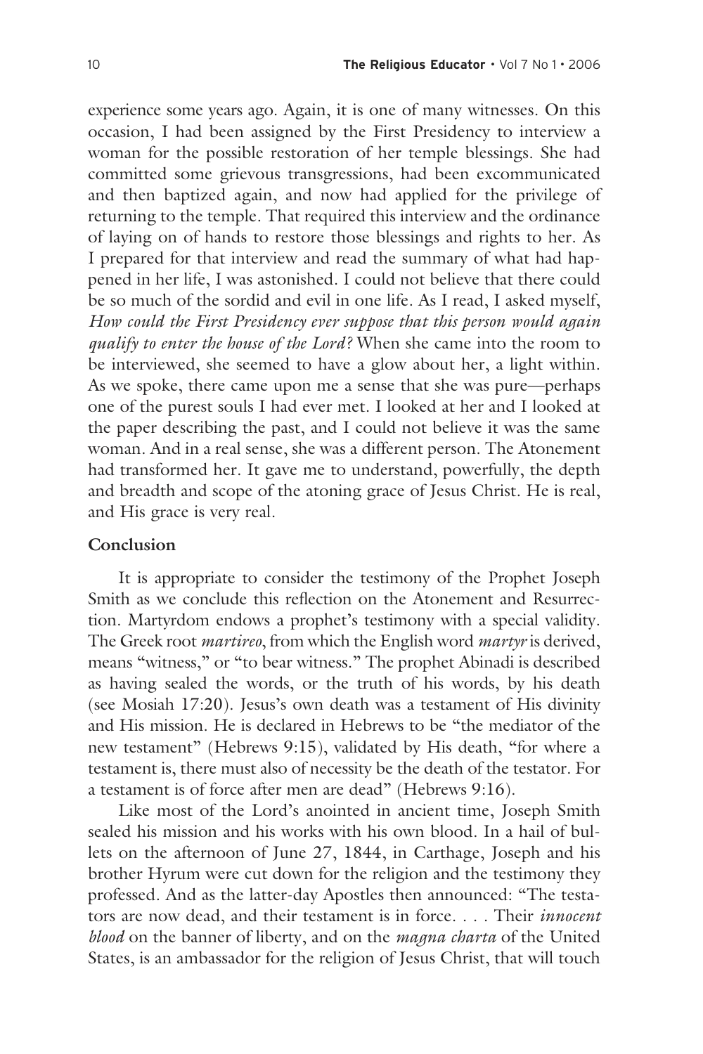experience some years ago. Again, it is one of many witnesses. On this occasion, I had been assigned by the First Presidency to interview a woman for the possible restoration of her temple blessings. She had committed some grievous transgressions, had been excommunicated and then baptized again, and now had applied for the privilege of returning to the temple. That required this interview and the ordinance of laying on of hands to restore those blessings and rights to her. As I prepared for that interview and read the summary of what had happened in her life, I was astonished. I could not believe that there could be so much of the sordid and evil in one life. As I read, I asked myself, *How could the First Presidency ever suppose that this person would again qualify to enter the house of the Lord?* When she came into the room to be interviewed, she seemed to have a glow about her, a light within. As we spoke, there came upon me a sense that she was pure—perhaps one of the purest souls I had ever met. I looked at her and I looked at the paper describing the past, and I could not believe it was the same woman. And in a real sense, she was a different person. The Atonement had transformed her. It gave me to understand, powerfully, the depth and breadth and scope of the atoning grace of Jesus Christ. He is real, and His grace is very real.

## Conclusion

It is appropriate to consider the testimony of the Prophet Joseph Smith as we conclude this reflection on the Atonement and Resurrection. Martyrdom endows a prophet's testimony with a special validity. The Greek root *martireo*, from which the English word *martyr* is derived, means "witness," or "to bear witness." The prophet Abinadi is described as having sealed the words, or the truth of his words, by his death (see Mosiah 17:20). Jesus's own death was a testament of His divinity and His mission. He is declared in Hebrews to be "the mediator of the new testament" (Hebrews 9:15), validated by His death, "for where a testament is, there must also of necessity be the death of the testator. For a testament is of force after men are dead" (Hebrews 9:16).

Like most of the Lord's anointed in ancient time, Joseph Smith sealed his mission and his works with his own blood. In a hail of bullets on the afternoon of June 27, 1844, in Carthage, Joseph and his brother Hyrum were cut down for the religion and the testimony they professed. And as the latter-day Apostles then announced: "The testators are now dead, and their testament is in force. . . . Their *innocent blood* on the banner of liberty, and on the *magna charta* of the United States, is an ambassador for the religion of Jesus Christ, that will touch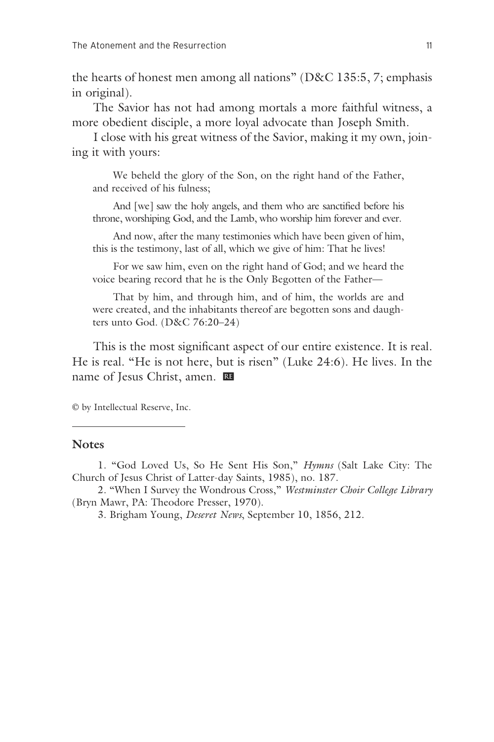the hearts of honest men among all nations" (D&C 135:5, 7; emphasis in original).

The Savior has not had among mortals a more faithful witness, a more obedient disciple, a more loyal advocate than Joseph Smith.

I close with his great witness of the Savior, making it my own, joining it with yours:

> We beheld the glory of the Son, on the right hand of the Father, and received of his fulness;
>
> And [we] saw the holy angels, and them who are sanctified before his throne, worshiping God, and the Lamb, who worship him forever and ever.
>
> And now, after the many testimonies which have been given of him, this is the testimony, last of all, which we give of him: That he lives!
>
> For we saw him, even on the right hand of God; and we heard the voice bearing record that he is the Only Begotten of the Father—
>
> That by him, and through him, and of him, the worlds are and were created, and the inhabitants thereof are begotten sons and daughters unto God. (D&C 76:20–24)

This is the most significant aspect of our entire existence. It is real. He is real. "He is not here, but is risen" (Luke 24:6). He lives. In the name of Jesus Christ, amen. RE

© by Intellectual Reserve, Inc.

## Notes

1. "God Loved Us, So He Sent His Son," *Hymns* (Salt Lake City: The Church of Jesus Christ of Latter-day Saints, 1985), no. 187.

2. "When I Survey the Wondrous Cross," *Westminster Choir College Library* (Bryn Mawr, PA: Theodore Presser, 1970).

3. Brigham Young, *Deseret News*, September 10, 1856, 212.